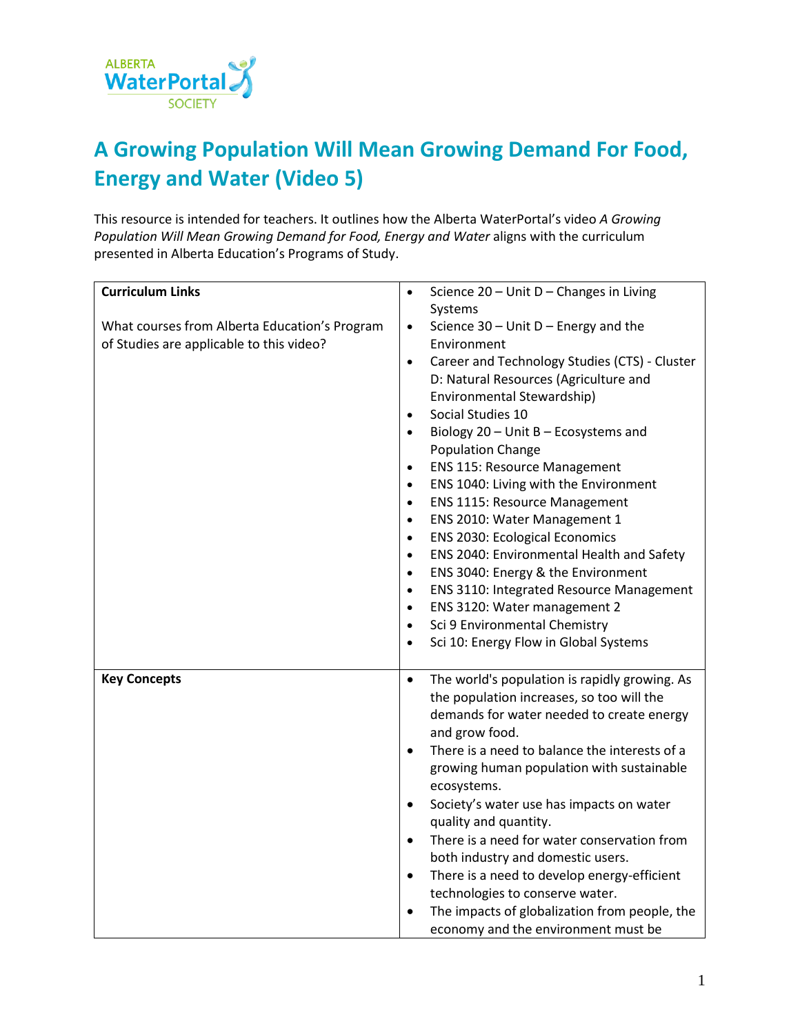# A Growing Population Will Mean Growing Demand For Food, Energy and Water (Video 5)

This resource is intended for teachers. It outlines how the Alberta WaterPortal's video *A Growing Population Will Mean Growing Demand for Food, Energy and Water* aligns with the curriculum presented in Alberta Education's Programs of Study.

| **Curriculum Links**<br><br>What courses from Alberta Education's Program of Studies are applicable to this video? | • Science 20 – Unit D – Changes in Living Systems<br>• Science 30 – Unit D – Energy and the Environment<br>• Career and Technology Studies (CTS) - Cluster D: Natural Resources (Agriculture and Environmental Stewardship)<br>• Social Studies 10<br>• Biology 20 – Unit B – Ecosystems and Population Change<br>• ENS 115: Resource Management<br>• ENS 1040: Living with the Environment<br>• ENS 1115: Resource Management<br>• ENS 2010: Water Management 1<br>• ENS 2030: Ecological Economics<br>• ENS 2040: Environmental Health and Safety<br>• ENS 3040: Energy & the Environment<br>• ENS 3110: Integrated Resource Management<br>• ENS 3120: Water management 2<br>• Sci 9 Environmental Chemistry<br>• Sci 10: Energy Flow in Global Systems |
|---|---|
| **Key Concepts** | • The world's population is rapidly growing. As the population increases, so too will the demands for water needed to create energy and grow food.<br>• There is a need to balance the interests of a growing human population with sustainable ecosystems.<br>• Society's water use has impacts on water quality and quantity.<br>• There is a need for water conservation from both industry and domestic users.<br>• There is a need to develop energy-efficient technologies to conserve water.<br>• The impacts of globalization from people, the economy and the environment must be |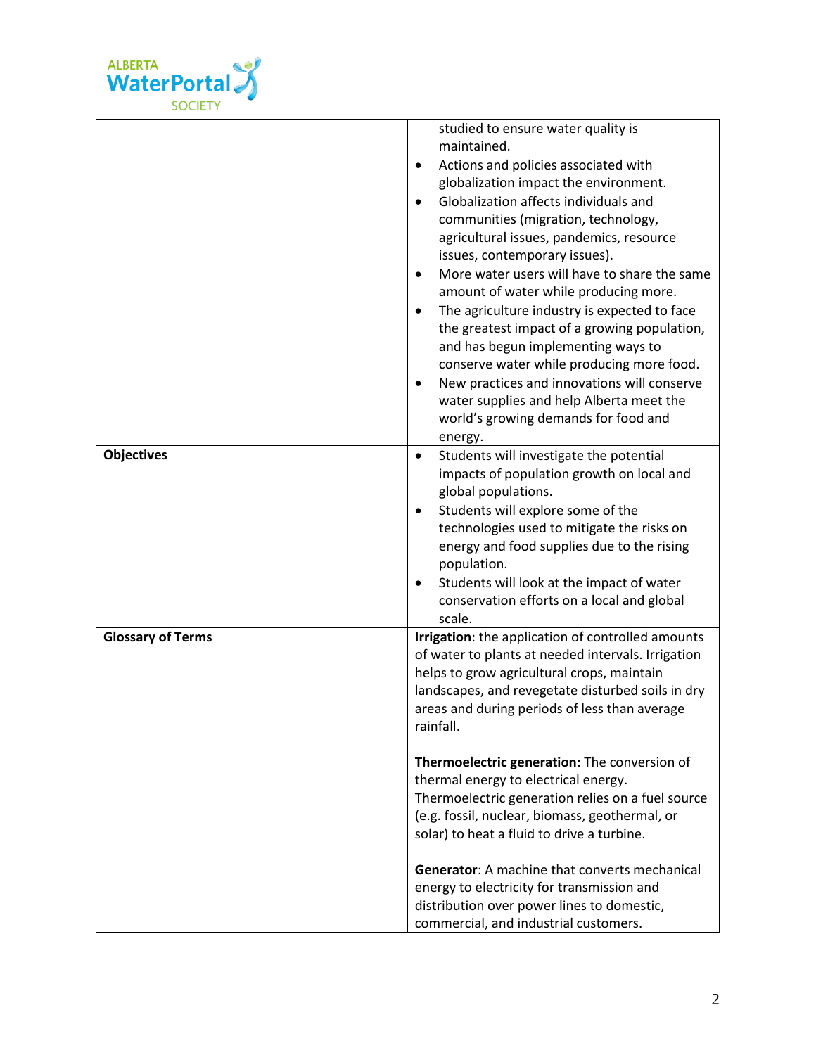| | |
|---|---|
| | studied to ensure water quality is maintained.<br>• Actions and policies associated with globalization impact the environment.<br>• Globalization affects individuals and communities (migration, technology, agricultural issues, pandemics, resource issues, contemporary issues).<br>• More water users will have to share the same amount of water while producing more.<br>• The agriculture industry is expected to face the greatest impact of a growing population, and has begun implementing ways to conserve water while producing more food.<br>• New practices and innovations will conserve water supplies and help Alberta meet the world's growing demands for food and energy. |
| **Objectives** | • Students will investigate the potential impacts of population growth on local and global populations.<br>• Students will explore some of the technologies used to mitigate the risks on energy and food supplies due to the rising population.<br>• Students will look at the impact of water conservation efforts on a local and global scale. |
| **Glossary of Terms** | **Irrigation**: the application of controlled amounts of water to plants at needed intervals. Irrigation helps to grow agricultural crops, maintain landscapes, and revegetate disturbed soils in dry areas and during periods of less than average rainfall.<br><br>**Thermoelectric generation:** The conversion of thermal energy to electrical energy. Thermoelectric generation relies on a fuel source (e.g. fossil, nuclear, biomass, geothermal, or solar) to heat a fluid to drive a turbine.<br><br>**Generator**: A machine that converts mechanical energy to electricity for transmission and distribution over power lines to domestic, commercial, and industrial customers. |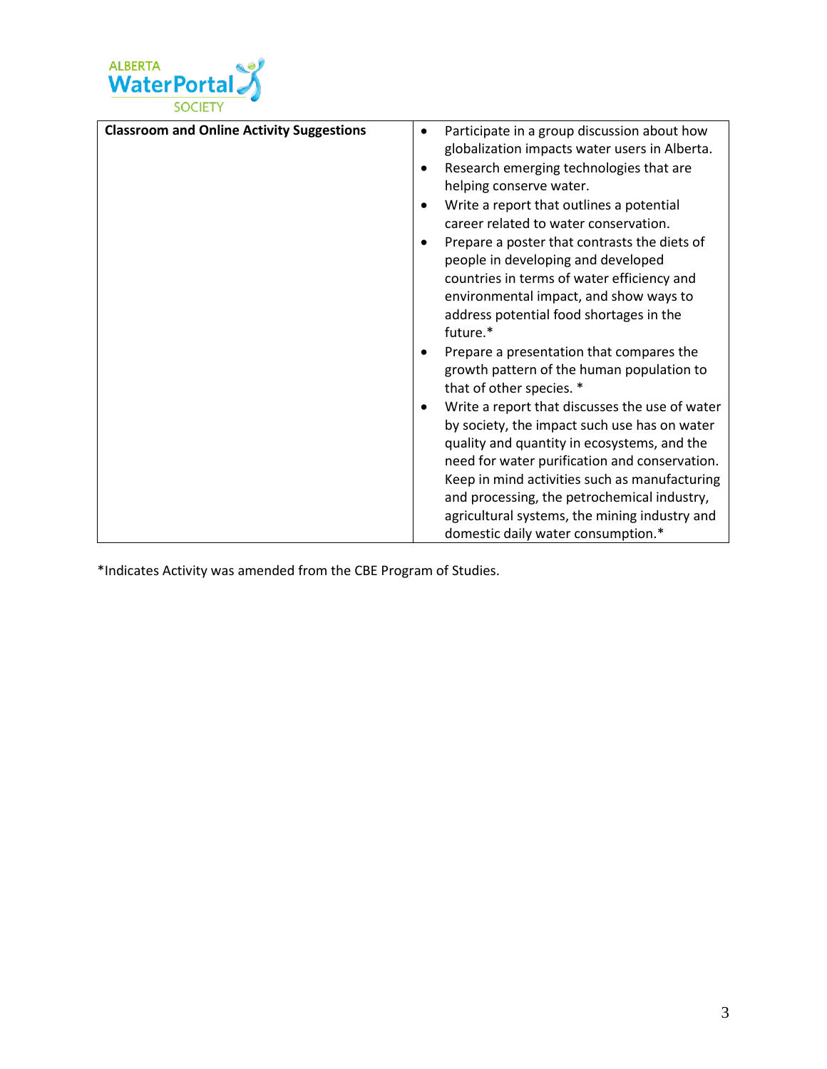| | |
|---|---|
| **Classroom and Online Activity Suggestions** | • Participate in a group discussion about how globalization impacts water users in Alberta.<br>• Research emerging technologies that are helping conserve water.<br>• Write a report that outlines a potential career related to water conservation.<br>• Prepare a poster that contrasts the diets of people in developing and developed countries in terms of water efficiency and environmental impact, and show ways to address potential food shortages in the future.*<br>• Prepare a presentation that compares the growth pattern of the human population to that of other species. *<br>• Write a report that discusses the use of water by society, the impact such use has on water quality and quantity in ecosystems, and the need for water purification and conservation. Keep in mind activities such as manufacturing and processing, the petrochemical industry, agricultural systems, the mining industry and domestic daily water consumption.* |

*Indicates Activity was amended from the CBE Program of Studies.